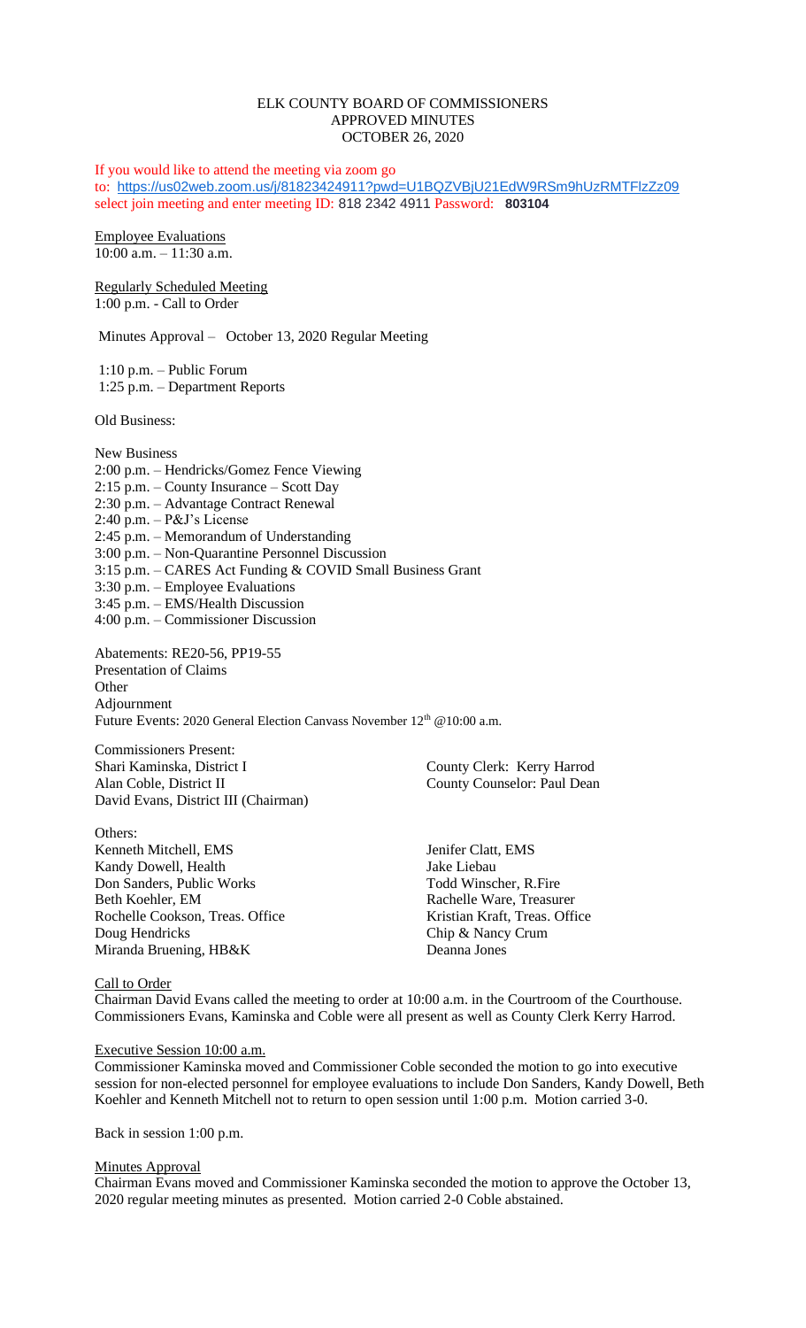# ELK COUNTY BOARD OF COMMISSIONERS
## APPROVED MINUTES
## OCTOBER 26, 2020

If you would like to attend the meeting via zoom go to: https://us02web.zoom.us/j/81823424911?pwd=U1BQZVBjU21EdW9RSm9hUzRMTFlzZz09 select join meeting and enter meeting ID: 818 2342 4911 Password: **803104**

Employee Evaluations
10:00 a.m. – 11:30 a.m.

Regularly Scheduled Meeting
1:00 p.m. - Call to Order

Minutes Approval – October 13, 2020 Regular Meeting

1:10 p.m. – Public Forum
1:25 p.m. – Department Reports

Old Business:

New Business
2:00 p.m. – Hendricks/Gomez Fence Viewing
2:15 p.m. – County Insurance – Scott Day
2:30 p.m. – Advantage Contract Renewal
2:40 p.m. – P&J's License
2:45 p.m. – Memorandum of Understanding
3:00 p.m. – Non-Quarantine Personnel Discussion
3:15 p.m. – CARES Act Funding & COVID Small Business Grant
3:30 p.m. – Employee Evaluations
3:45 p.m. – EMS/Health Discussion
4:00 p.m. – Commissioner Discussion

Abatements: RE20-56, PP19-55
Presentation of Claims
Other
Adjournment
Future Events: 2020 General Election Canvass November 12th @10:00 a.m.

Commissioners Present:
Shari Kaminska, District I
Alan Coble, District II
David Evans, District III (Chairman)

County Clerk: Kerry Harrod
County Counselor: Paul Dean

Others:
Kenneth Mitchell, EMS
Kandy Dowell, Health
Don Sanders, Public Works
Beth Koehler, EM
Rochelle Cookson, Treas. Office
Doug Hendricks
Miranda Bruening, HB&K
Jenifer Clatt, EMS
Jake Liebau
Todd Winscher, R.Fire
Rachelle Ware, Treasurer
Kristian Kraft, Treas. Office
Chip & Nancy Crum
Deanna Jones

Call to Order
Chairman David Evans called the meeting to order at 10:00 a.m. in the Courtroom of the Courthouse. Commissioners Evans, Kaminska and Coble were all present as well as County Clerk Kerry Harrod.

Executive Session 10:00 a.m.
Commissioner Kaminska moved and Commissioner Coble seconded the motion to go into executive session for non-elected personnel for employee evaluations to include Don Sanders, Kandy Dowell, Beth Koehler and Kenneth Mitchell not to return to open session until 1:00 p.m. Motion carried 3-0.

Back in session 1:00 p.m.

Minutes Approval
Chairman Evans moved and Commissioner Kaminska seconded the motion to approve the October 13, 2020 regular meeting minutes as presented. Motion carried 2-0 Coble abstained.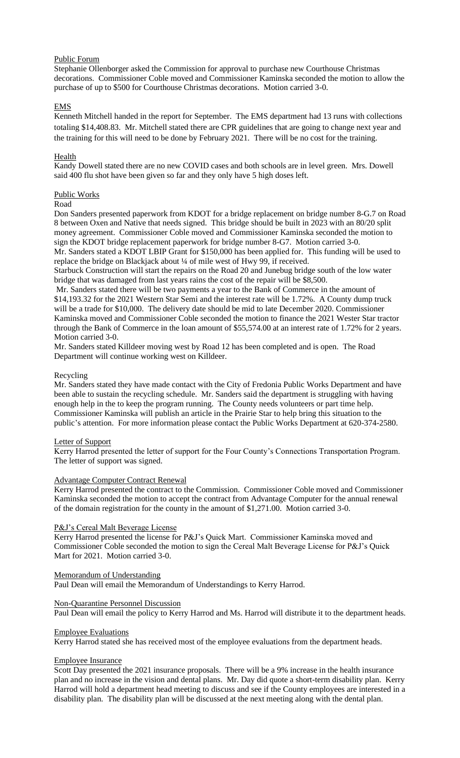Public Forum

Stephanie Ollenborger asked the Commission for approval to purchase new Courthouse Christmas decorations. Commissioner Coble moved and Commissioner Kaminska seconded the motion to allow the purchase of up to $500 for Courthouse Christmas decorations. Motion carried 3-0.

EMS

Kenneth Mitchell handed in the report for September. The EMS department had 13 runs with collections totaling $14,408.83. Mr. Mitchell stated there are CPR guidelines that are going to change next year and the training for this will need to be done by February 2021. There will be no cost for the training.

Health

Kandy Dowell stated there are no new COVID cases and both schools are in level green. Mrs. Dowell said 400 flu shot have been given so far and they only have 5 high doses left.

Public Works

Road

Don Sanders presented paperwork from KDOT for a bridge replacement on bridge number 8-G.7 on Road 8 between Oxen and Native that needs signed. This bridge should be built in 2023 with an 80/20 split money agreement. Commissioner Coble moved and Commissioner Kaminska seconded the motion to sign the KDOT bridge replacement paperwork for bridge number 8-G7. Motion carried 3-0.

Mr. Sanders stated a KDOT LBIP Grant for $150,000 has been applied for. This funding will be used to replace the bridge on Blackjack about ¼ of mile west of Hwy 99, if received.

Starbuck Construction will start the repairs on the Road 20 and Junebug bridge south of the low water bridge that was damaged from last years rains the cost of the repair will be $8,500.

Mr. Sanders stated there will be two payments a year to the Bank of Commerce in the amount of $14,193.32 for the 2021 Western Star Semi and the interest rate will be 1.72%. A County dump truck will be a trade for $10,000. The delivery date should be mid to late December 2020. Commissioner Kaminska moved and Commissioner Coble seconded the motion to finance the 2021 Wester Star tractor through the Bank of Commerce in the loan amount of $55,574.00 at an interest rate of 1.72% for 2 years. Motion carried 3-0.

Mr. Sanders stated Killdeer moving west by Road 12 has been completed and is open. The Road Department will continue working west on Killdeer.

Recycling

Mr. Sanders stated they have made contact with the City of Fredonia Public Works Department and have been able to sustain the recycling schedule. Mr. Sanders said the department is struggling with having enough help in the to keep the program running. The County needs volunteers or part time help. Commissioner Kaminska will publish an article in the Prairie Star to help bring this situation to the public's attention. For more information please contact the Public Works Department at 620-374-2580.

Letter of Support

Kerry Harrod presented the letter of support for the Four County's Connections Transportation Program. The letter of support was signed.

Advantage Computer Contract Renewal

Kerry Harrod presented the contract to the Commission. Commissioner Coble moved and Commissioner Kaminska seconded the motion to accept the contract from Advantage Computer for the annual renewal of the domain registration for the county in the amount of $1,271.00. Motion carried 3-0.

P&J's Cereal Malt Beverage License

Kerry Harrod presented the license for P&J's Quick Mart. Commissioner Kaminska moved and Commissioner Coble seconded the motion to sign the Cereal Malt Beverage License for P&J's Quick Mart for 2021. Motion carried 3-0.

Memorandum of Understanding

Paul Dean will email the Memorandum of Understandings to Kerry Harrod.

Non-Quarantine Personnel Discussion

Paul Dean will email the policy to Kerry Harrod and Ms. Harrod will distribute it to the department heads.

Employee Evaluations

Kerry Harrod stated she has received most of the employee evaluations from the department heads.

Employee Insurance

Scott Day presented the 2021 insurance proposals. There will be a 9% increase in the health insurance plan and no increase in the vision and dental plans. Mr. Day did quote a short-term disability plan. Kerry Harrod will hold a department head meeting to discuss and see if the County employees are interested in a disability plan. The disability plan will be discussed at the next meeting along with the dental plan.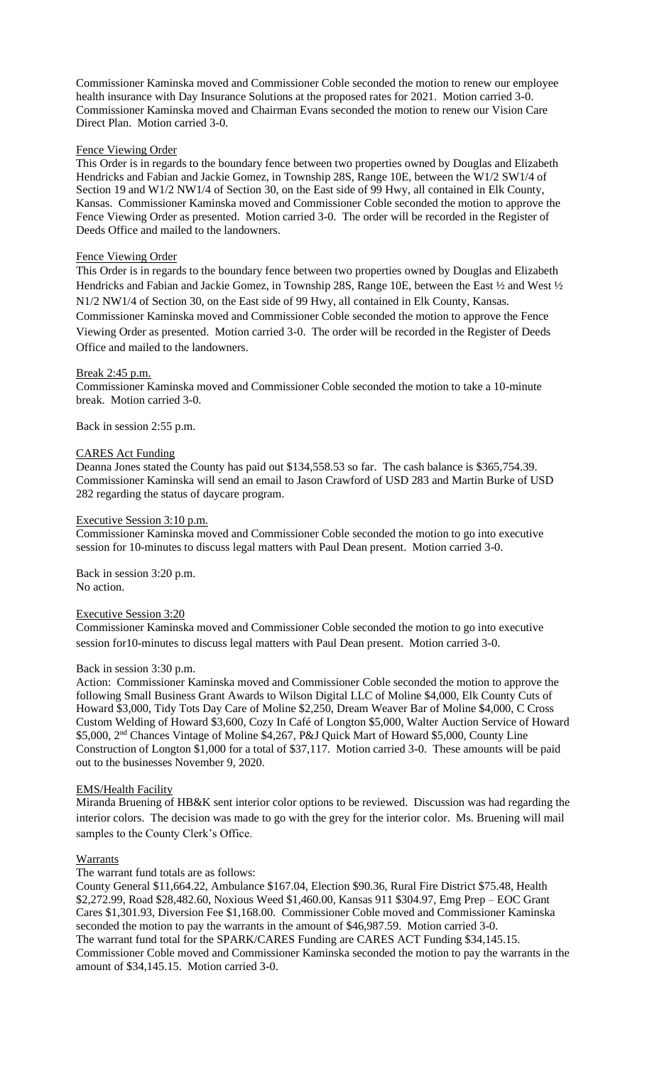Commissioner Kaminska moved and Commissioner Coble seconded the motion to renew our employee health insurance with Day Insurance Solutions at the proposed rates for 2021. Motion carried 3-0. Commissioner Kaminska moved and Chairman Evans seconded the motion to renew our Vision Care Direct Plan. Motion carried 3-0.

Fence Viewing Order

This Order is in regards to the boundary fence between two properties owned by Douglas and Elizabeth Hendricks and Fabian and Jackie Gomez, in Township 28S, Range 10E, between the W1/2 SW1/4 of Section 19 and W1/2 NW1/4 of Section 30, on the East side of 99 Hwy, all contained in Elk County, Kansas. Commissioner Kaminska moved and Commissioner Coble seconded the motion to approve the Fence Viewing Order as presented. Motion carried 3-0. The order will be recorded in the Register of Deeds Office and mailed to the landowners.

Fence Viewing Order

This Order is in regards to the boundary fence between two properties owned by Douglas and Elizabeth Hendricks and Fabian and Jackie Gomez, in Township 28S, Range 10E, between the East ½ and West ½ N1/2 NW1/4 of Section 30, on the East side of 99 Hwy, all contained in Elk County, Kansas. Commissioner Kaminska moved and Commissioner Coble seconded the motion to approve the Fence Viewing Order as presented. Motion carried 3-0. The order will be recorded in the Register of Deeds Office and mailed to the landowners.

Break 2:45 p.m.

Commissioner Kaminska moved and Commissioner Coble seconded the motion to take a 10-minute break. Motion carried 3-0.

Back in session 2:55 p.m.

CARES Act Funding

Deanna Jones stated the County has paid out $134,558.53 so far. The cash balance is $365,754.39. Commissioner Kaminska will send an email to Jason Crawford of USD 283 and Martin Burke of USD 282 regarding the status of daycare program.

Executive Session 3:10 p.m.

Commissioner Kaminska moved and Commissioner Coble seconded the motion to go into executive session for 10-minutes to discuss legal matters with Paul Dean present. Motion carried 3-0.

Back in session 3:20 p.m.
No action.

Executive Session 3:20

Commissioner Kaminska moved and Commissioner Coble seconded the motion to go into executive session for10-minutes to discuss legal matters with Paul Dean present. Motion carried 3-0.

Back in session 3:30 p.m.

Action: Commissioner Kaminska moved and Commissioner Coble seconded the motion to approve the following Small Business Grant Awards to Wilson Digital LLC of Moline $4,000, Elk County Cuts of Howard $3,000, Tidy Tots Day Care of Moline $2,250, Dream Weaver Bar of Moline $4,000, C Cross Custom Welding of Howard $3,600, Cozy In Café of Longton $5,000, Walter Auction Service of Howard $5,000, 2nd Chances Vintage of Moline $4,267, P&J Quick Mart of Howard $5,000, County Line Construction of Longton $1,000 for a total of $37,117. Motion carried 3-0. These amounts will be paid out to the businesses November 9, 2020.

EMS/Health Facility

Miranda Bruening of HB&K sent interior color options to be reviewed. Discussion was had regarding the interior colors. The decision was made to go with the grey for the interior color. Ms. Bruening will mail samples to the County Clerk's Office.

Warrants

The warrant fund totals are as follows:

County General $11,664.22, Ambulance $167.04, Election $90.36, Rural Fire District $75.48, Health $2,272.99, Road $28,482.60, Noxious Weed $1,460.00, Kansas 911 $304.97, Emg Prep – EOC Grant Cares $1,301.93, Diversion Fee $1,168.00. Commissioner Coble moved and Commissioner Kaminska seconded the motion to pay the warrants in the amount of $46,987.59. Motion carried 3-0.
The warrant fund total for the SPARK/CARES Funding are CARES ACT Funding $34,145.15. Commissioner Coble moved and Commissioner Kaminska seconded the motion to pay the warrants in the amount of $34,145.15. Motion carried 3-0.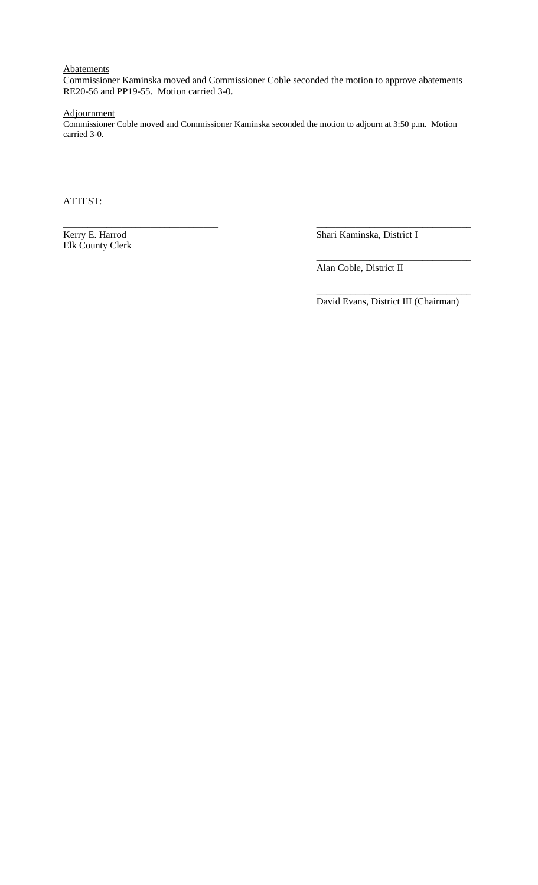Abatements

Commissioner Kaminska moved and Commissioner Coble seconded the motion to approve abatements RE20-56 and PP19-55. Motion carried 3-0.

Adjournment

Commissioner Coble moved and Commissioner Kaminska seconded the motion to adjourn at 3:50 p.m. Motion carried 3-0.

ATTEST:

_______________________________
Kerry E. Harrod
Elk County Clerk

_______________________________
Shari Kaminska, District I

_______________________________
Alan Coble, District II

_______________________________
David Evans, District III (Chairman)